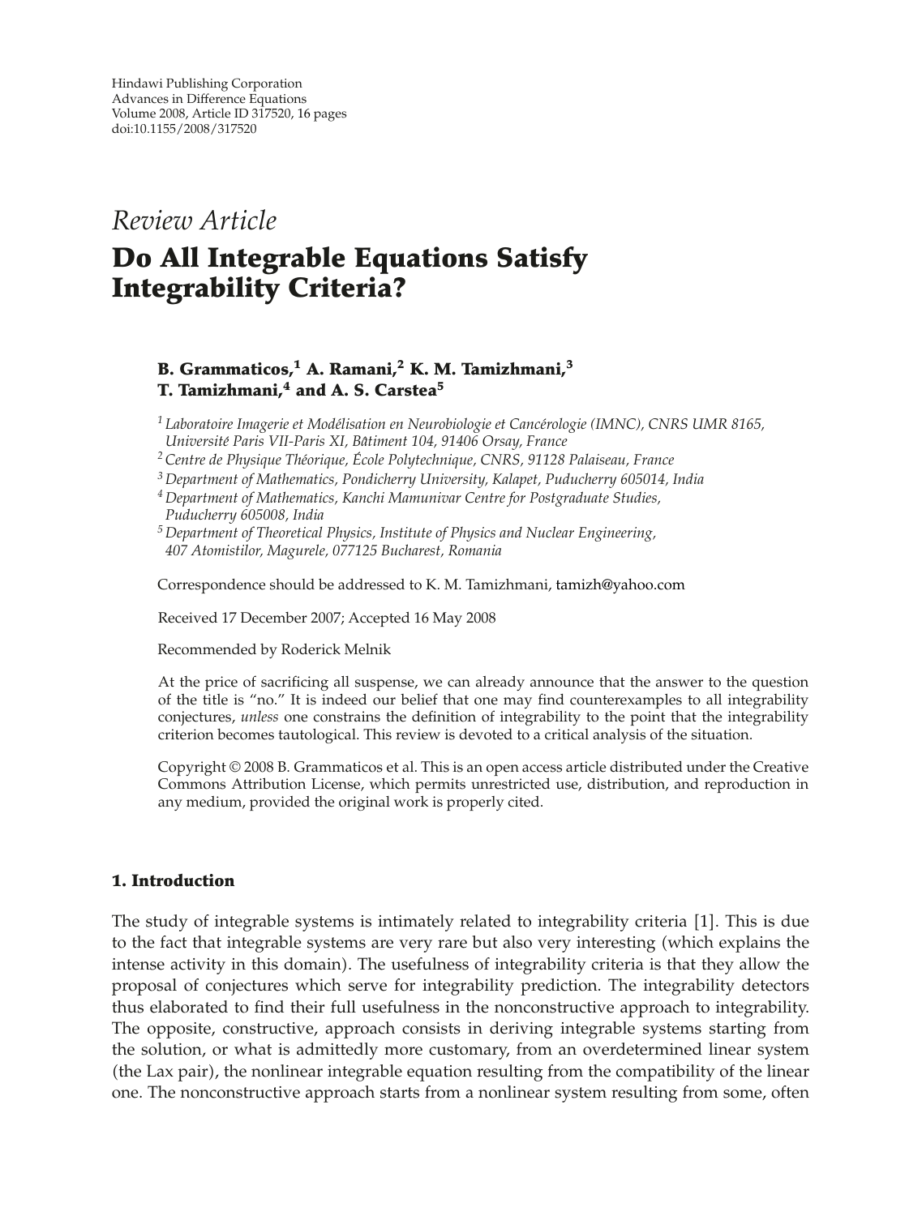*Review Article*

# Do All Integrable Equations Satisfy Integrability Criteria?

**B. Grammaticos,[1] A. Ramani,[2] K. M. Tamizhmani,[3] T. Tamizhmani,[4] and A. S. Carstea[5]**

[1] *Laboratoire Imagerie et Modélisation en Neurobiologie et Cancérologie (IMNC), CNRS UMR 8165, Université Paris VII-Paris XI, Bâtiment 104, 91406 Orsay, France*

[2] *Centre de Physique Théorique, École Polytechnique, CNRS, 91128 Palaiseau, France*

[3] *Department of Mathematics, Pondicherry University, Kalapet, Puducherry 605014, India*

[4] *Department of Mathematics, Kanchi Mamunivar Centre for Postgraduate Studies, Puducherry 605008, India*

[5] *Department of Theoretical Physics, Institute of Physics and Nuclear Engineering, 407 Atomistilor, Magurele, 077125 Bucharest, Romania*

Correspondence should be addressed to K. M. Tamizhmani, tamizh@yahoo.com

Received 17 December 2007; Accepted 16 May 2008

Recommended by Roderick Melnik

At the price of sacrificing all suspense, we can already announce that the answer to the question of the title is "no." It is indeed our belief that one may find counterexamples to all integrability conjectures, *unless* one constrains the definition of integrability to the point that the integrability criterion becomes tautological. This review is devoted to a critical analysis of the situation.

Copyright © 2008 B. Grammaticos et al. This is an open access article distributed under the Creative Commons Attribution License, which permits unrestricted use, distribution, and reproduction in any medium, provided the original work is properly cited.

## 1. Introduction

The study of integrable systems is intimately related to integrability criteria [1]. This is due to the fact that integrable systems are very rare but also very interesting (which explains the intense activity in this domain). The usefulness of integrability criteria is that they allow the proposal of conjectures which serve for integrability prediction. The integrability detectors thus elaborated to find their full usefulness in the nonconstructive approach to integrability. The opposite, constructive, approach consists in deriving integrable systems starting from the solution, or what is admittedly more customary, from an overdetermined linear system (the Lax pair), the nonlinear integrable equation resulting from the compatibility of the linear one. The nonconstructive approach starts from a nonlinear system resulting from some, often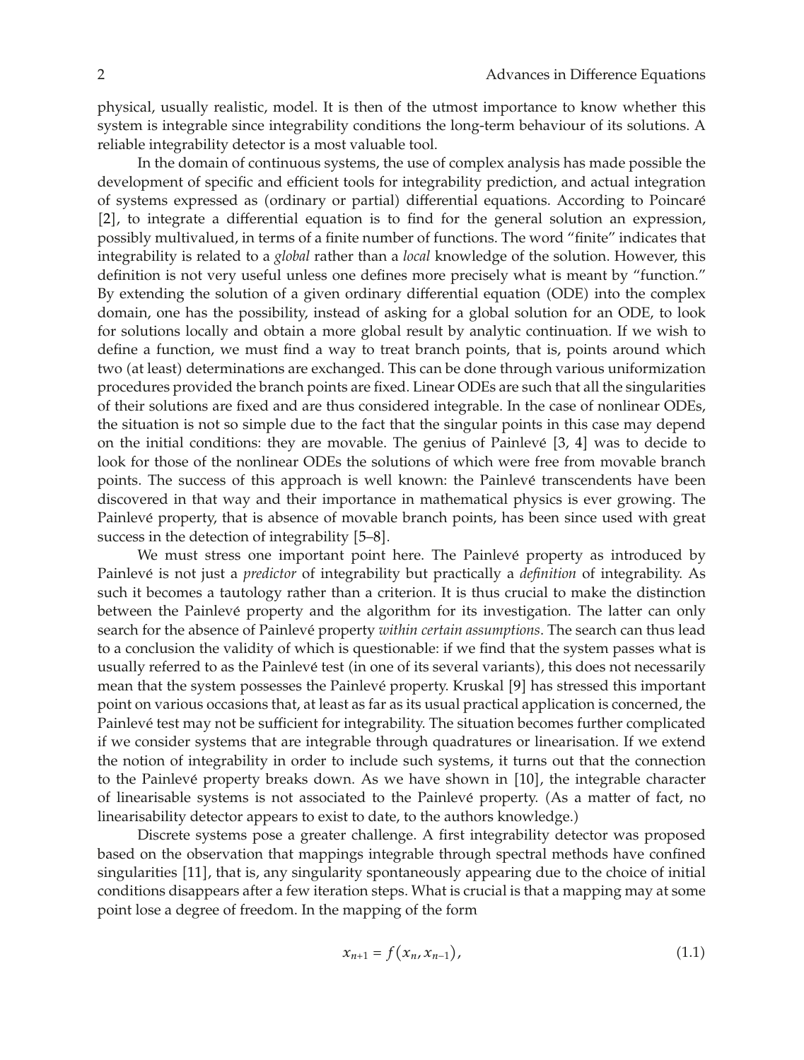physical, usually realistic, model. It is then of the utmost importance to know whether this system is integrable since integrability conditions the long-term behaviour of its solutions. A reliable integrability detector is a most valuable tool.

In the domain of continuous systems, the use of complex analysis has made possible the development of specific and efficient tools for integrability prediction, and actual integration of systems expressed as (ordinary or partial) differential equations. According to Poincaré [2], to integrate a differential equation is to find for the general solution an expression, possibly multivalued, in terms of a finite number of functions. The word "finite" indicates that integrability is related to a *global* rather than a *local* knowledge of the solution. However, this definition is not very useful unless one defines more precisely what is meant by "function." By extending the solution of a given ordinary differential equation (ODE) into the complex domain, one has the possibility, instead of asking for a global solution for an ODE, to look for solutions locally and obtain a more global result by analytic continuation. If we wish to define a function, we must find a way to treat branch points, that is, points around which two (at least) determinations are exchanged. This can be done through various uniformization procedures provided the branch points are fixed. Linear ODEs are such that all the singularities of their solutions are fixed and are thus considered integrable. In the case of nonlinear ODEs, the situation is not so simple due to the fact that the singular points in this case may depend on the initial conditions: they are movable. The genius of Painlevé [3, 4] was to decide to look for those of the nonlinear ODEs the solutions of which were free from movable branch points. The success of this approach is well known: the Painlevé transcendents have been discovered in that way and their importance in mathematical physics is ever growing. The Painlevé property, that is absence of movable branch points, has been since used with great success in the detection of integrability [5–8].

We must stress one important point here. The Painlevé property as introduced by Painlevé is not just a *predictor* of integrability but practically a *definition* of integrability. As such it becomes a tautology rather than a criterion. It is thus crucial to make the distinction between the Painlevé property and the algorithm for its investigation. The latter can only search for the absence of Painlevé property *within certain assumptions*. The search can thus lead to a conclusion the validity of which is questionable: if we find that the system passes what is usually referred to as the Painlevé test (in one of its several variants), this does not necessarily mean that the system possesses the Painlevé property. Kruskal [9] has stressed this important point on various occasions that, at least as far as its usual practical application is concerned, the Painlevé test may not be sufficient for integrability. The situation becomes further complicated if we consider systems that are integrable through quadratures or linearisation. If we extend the notion of integrability in order to include such systems, it turns out that the connection to the Painlevé property breaks down. As we have shown in [10], the integrable character of linearisable systems is not associated to the Painlevé property. (As a matter of fact, no linearisability detector appears to exist to date, to the authors knowledge.)

Discrete systems pose a greater challenge. A first integrability detector was proposed based on the observation that mappings integrable through spectral methods have confined singularities [11], that is, any singularity spontaneously appearing due to the choice of initial conditions disappears after a few iteration steps. What is crucial is that a mapping may at some point lose a degree of freedom. In the mapping of the form

$$x_{n+1} = f(x_n, x_{n-1}), \tag{1.1}$$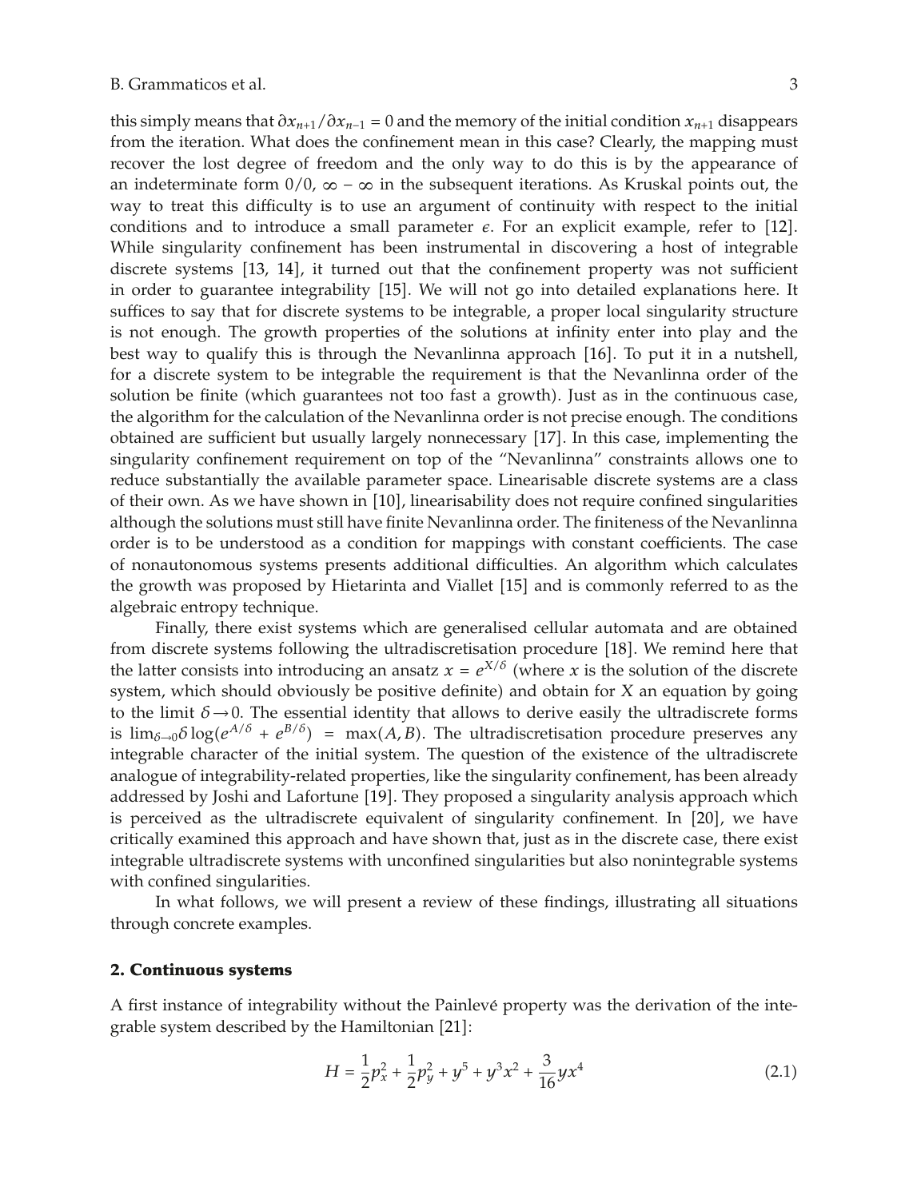this simply means that $\partial x_{n+1}/\partial x_{n-1} = 0$ and the memory of the initial condition $x_{n+1}$ disappears from the iteration. What does the confinement mean in this case? Clearly, the mapping must recover the lost degree of freedom and the only way to do this is by the appearance of an indeterminate form $0/0$, $\infty - \infty$ in the subsequent iterations. As Kruskal points out, the way to treat this difficulty is to use an argument of continuity with respect to the initial conditions and to introduce a small parameter $\epsilon$. For an explicit example, refer to [12]. While singularity confinement has been instrumental in discovering a host of integrable discrete systems [13, 14], it turned out that the confinement property was not sufficient in order to guarantee integrability [15]. We will not go into detailed explanations here. It suffices to say that for discrete systems to be integrable, a proper local singularity structure is not enough. The growth properties of the solutions at infinity enter into play and the best way to qualify this is through the Nevanlinna approach [16]. To put it in a nutshell, for a discrete system to be integrable the requirement is that the Nevanlinna order of the solution be finite (which guarantees not too fast a growth). Just as in the continuous case, the algorithm for the calculation of the Nevanlinna order is not precise enough. The conditions obtained are sufficient but usually largely nonnecessary [17]. In this case, implementing the singularity confinement requirement on top of the "Nevanlinna" constraints allows one to reduce substantially the available parameter space. Linearisable discrete systems are a class of their own. As we have shown in [10], linearisability does not require confined singularities although the solutions must still have finite Nevanlinna order. The finiteness of the Nevanlinna order is to be understood as a condition for mappings with constant coefficients. The case of nonautonomous systems presents additional difficulties. An algorithm which calculates the growth was proposed by Hietarinta and Viallet [15] and is commonly referred to as the algebraic entropy technique.

Finally, there exist systems which are generalised cellular automata and are obtained from discrete systems following the ultradiscretisation procedure [18]. We remind here that the latter consists into introducing an ansatz $x = e^{X/\delta}$ (where $x$ is the solution of the discrete system, which should obviously be positive definite) and obtain for $X$ an equation by going to the limit $\delta \to 0$. The essential identity that allows to derive easily the ultradiscrete forms is $\lim_{\delta\to 0}\delta \log(e^{A/\delta} + e^{B/\delta}) = \max(A, B)$. The ultradiscretisation procedure preserves any integrable character of the initial system. The question of the existence of the ultradiscrete analogue of integrability-related properties, like the singularity confinement, has been already addressed by Joshi and Lafortune [19]. They proposed a singularity analysis approach which is perceived as the ultradiscrete equivalent of singularity confinement. In [20], we have critically examined this approach and have shown that, just as in the discrete case, there exist integrable ultradiscrete systems with unconfined singularities but also nonintegrable systems with confined singularities.

In what follows, we will present a review of these findings, illustrating all situations through concrete examples.

## 2. Continuous systems

A first instance of integrability without the Painlevé property was the derivation of the integrable system described by the Hamiltonian [21]:

$$H = \frac{1}{2}p_x^2 + \frac{1}{2}p_y^2 + y^5 + y^3x^2 + \frac{3}{16}yx^4 \tag{2.1}$$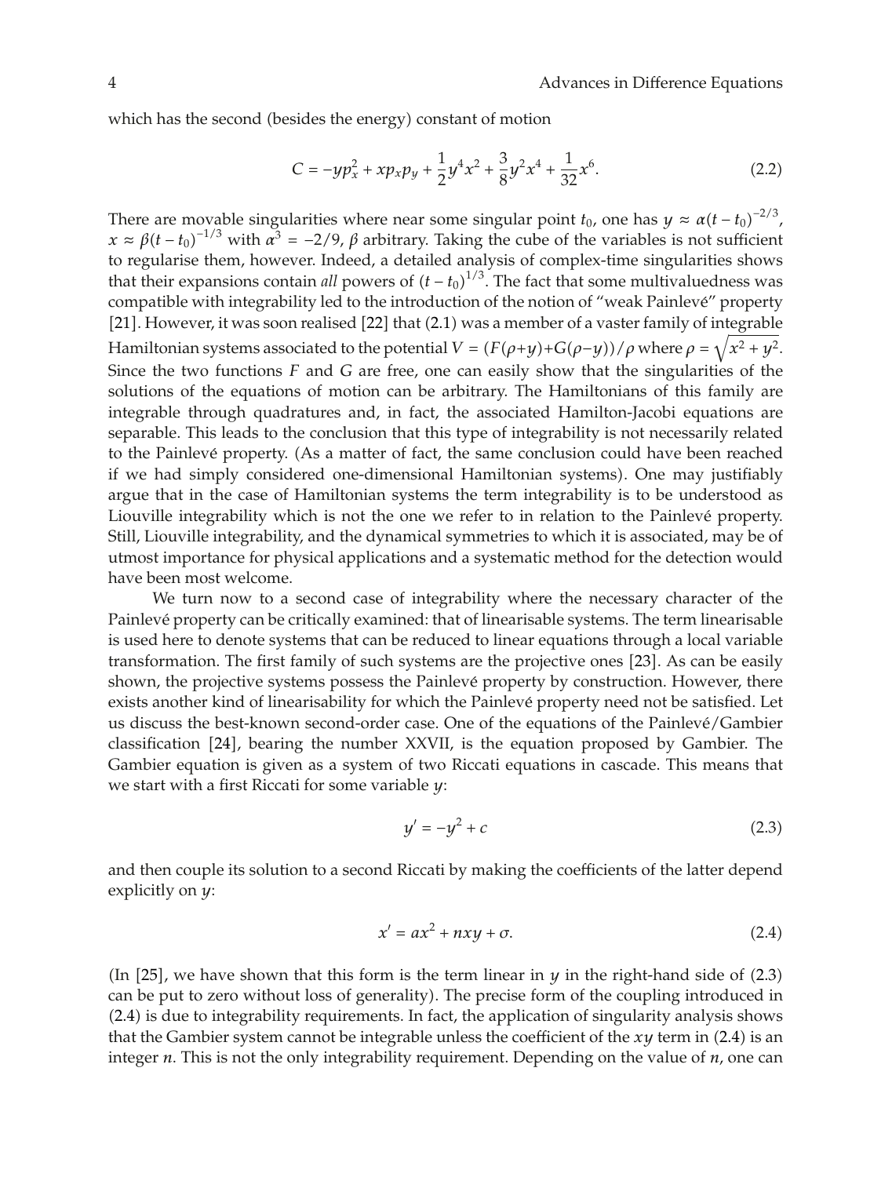which has the second (besides the energy) constant of motion

$$C = -yp_x^2 + xp_xp_y + \frac{1}{2}y^4x^2 + \frac{3}{8}y^2x^4 + \frac{1}{32}x^6. \tag{2.2}$$

There are movable singularities where near some singular point $t_0$, one has $y \approx \alpha(t-t_0)^{-2/3}$, $x \approx \beta(t-t_0)^{-1/3}$ with $\alpha^3 = -2/9$, $\beta$ arbitrary. Taking the cube of the variables is not sufficient to regularise them, however. Indeed, a detailed analysis of complex-time singularities shows that their expansions contain *all* powers of $(t-t_0)^{1/3}$. The fact that some multivaluedness was compatible with integrability led to the introduction of the notion of "weak Painlevé" property [21]. However, it was soon realised [22] that (2.1) was a member of a vaster family of integrable Hamiltonian systems associated to the potential $V = (F(\rho+y)+G(\rho-y))/\rho$ where $\rho = \sqrt{x^2+y^2}$. Since the two functions $F$ and $G$ are free, one can easily show that the singularities of the solutions of the equations of motion can be arbitrary. The Hamiltonians of this family are integrable through quadratures and, in fact, the associated Hamilton-Jacobi equations are separable. This leads to the conclusion that this type of integrability is not necessarily related to the Painlevé property. (As a matter of fact, the same conclusion could have been reached if we had simply considered one-dimensional Hamiltonian systems). One may justifiably argue that in the case of Hamiltonian systems the term integrability is to be understood as Liouville integrability which is not the one we refer to in relation to the Painlevé property. Still, Liouville integrability, and the dynamical symmetries to which it is associated, may be of utmost importance for physical applications and a systematic method for the detection would have been most welcome.

We turn now to a second case of integrability where the necessary character of the Painlevé property can be critically examined: that of linearisable systems. The term linearisable is used here to denote systems that can be reduced to linear equations through a local variable transformation. The first family of such systems are the projective ones [23]. As can be easily shown, the projective systems possess the Painlevé property by construction. However, there exists another kind of linearisability for which the Painlevé property need not be satisfied. Let us discuss the best-known second-order case. One of the equations of the Painlevé/Gambier classification [24], bearing the number XXVII, is the equation proposed by Gambier. The Gambier equation is given as a system of two Riccati equations in cascade. This means that we start with a first Riccati for some variable $y$:

$$y' = -y^2 + c \tag{2.3}$$

and then couple its solution to a second Riccati by making the coefficients of the latter depend explicitly on $y$:

$$x' = ax^2 + nxy + \sigma. \tag{2.4}$$

(In [25], we have shown that this form is the term linear in $y$ in the right-hand side of (2.3) can be put to zero without loss of generality). The precise form of the coupling introduced in (2.4) is due to integrability requirements. In fact, the application of singularity analysis shows that the Gambier system cannot be integrable unless the coefficient of the $xy$ term in (2.4) is an integer $n$. This is not the only integrability requirement. Depending on the value of $n$, one can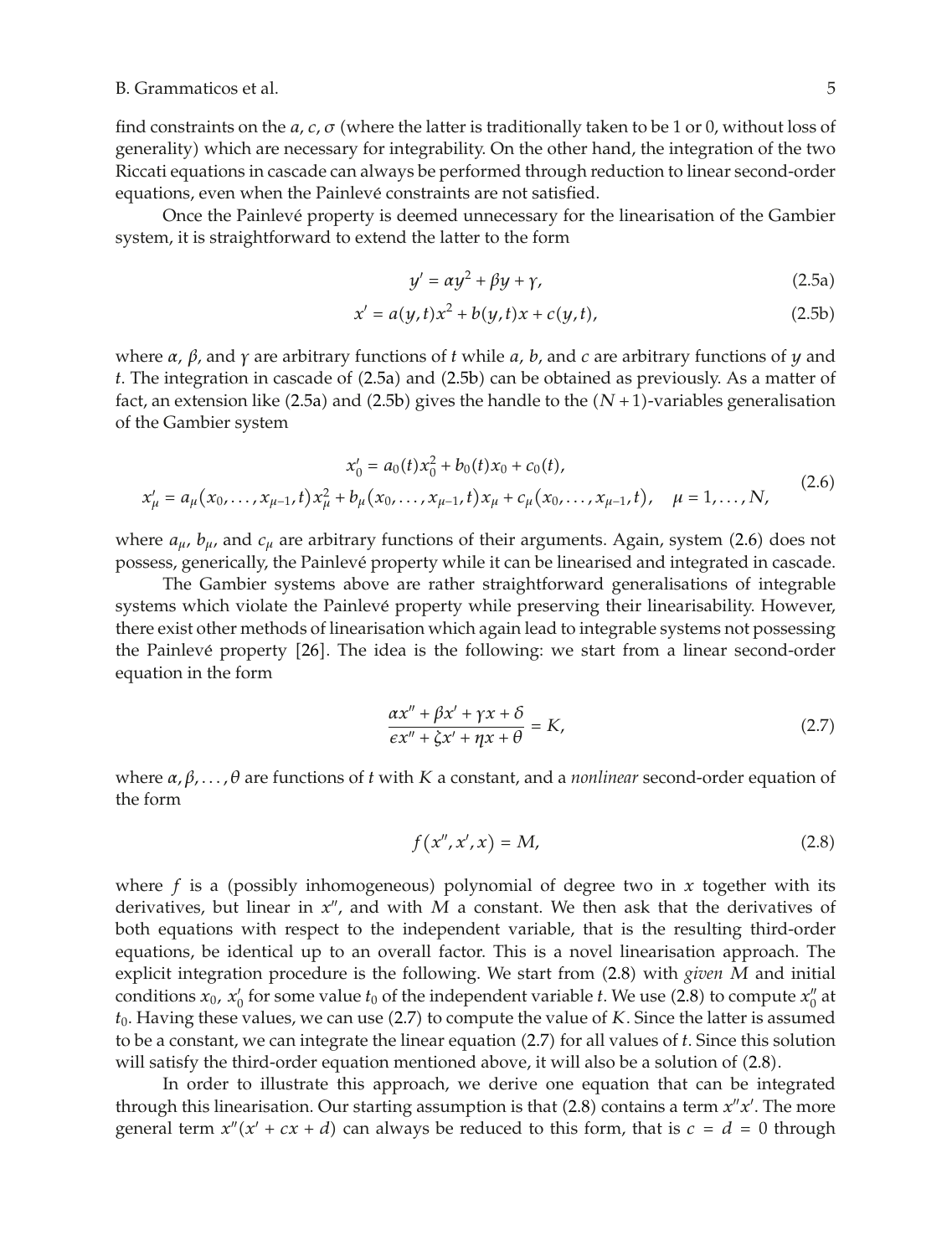find constraints on the $a$, $c$, $\sigma$ (where the latter is traditionally taken to be 1 or 0, without loss of generality) which are necessary for integrability. On the other hand, the integration of the two Riccati equations in cascade can always be performed through reduction to linear second-order equations, even when the Painlevé constraints are not satisfied.

Once the Painlevé property is deemed unnecessary for the linearisation of the Gambier system, it is straightforward to extend the latter to the form

$$y' = \alpha y^2 + \beta y + \gamma, \tag{2.5a}$$

$$x' = a(y,t)x^2 + b(y,t)x + c(y,t), \tag{2.5b}$$

where $\alpha$, $\beta$, and $\gamma$ are arbitrary functions of $t$ while $a$, $b$, and $c$ are arbitrary functions of $y$ and $t$. The integration in cascade of (2.5a) and (2.5b) can be obtained as previously. As a matter of fact, an extension like (2.5a) and (2.5b) gives the handle to the $(N+1)$-variables generalisation of the Gambier system

$$\begin{gathered} x_0' = a_0(t)x_0^2 + b_0(t)x_0 + c_0(t), \\ x_\mu' = a_\mu(x_0,\dots,x_{\mu-1},t)x_\mu^2 + b_\mu(x_0,\dots,x_{\mu-1},t)x_\mu + c_\mu(x_0,\dots,x_{\mu-1},t), \quad \mu = 1,\dots,N, \end{gathered} \tag{2.6}$$

where $a_\mu$, $b_\mu$, and $c_\mu$ are arbitrary functions of their arguments. Again, system (2.6) does not possess, generically, the Painlevé property while it can be linearised and integrated in cascade.

The Gambier systems above are rather straightforward generalisations of integrable systems which violate the Painlevé property while preserving their linearisability. However, there exist other methods of linearisation which again lead to integrable systems not possessing the Painlevé property [26]. The idea is the following: we start from a linear second-order equation in the form

$$\frac{\alpha x'' + \beta x' + \gamma x + \delta}{\epsilon x'' + \zeta x' + \eta x + \theta} = K, \tag{2.7}$$

where $\alpha, \beta, \dots, \theta$ are functions of $t$ with $K$ a constant, and a *nonlinear* second-order equation of the form

$$f(x'', x', x) = M, \tag{2.8}$$

where $f$ is a (possibly inhomogeneous) polynomial of degree two in $x$ together with its derivatives, but linear in $x''$, and with $M$ a constant. We then ask that the derivatives of both equations with respect to the independent variable, that is the resulting third-order equations, be identical up to an overall factor. This is a novel linearisation approach. The explicit integration procedure is the following. We start from (2.8) with *given* $M$ and initial conditions $x_0$, $x_0'$ for some value $t_0$ of the independent variable $t$. We use (2.8) to compute $x_0''$ at $t_0$. Having these values, we can use (2.7) to compute the value of $K$. Since the latter is assumed to be a constant, we can integrate the linear equation (2.7) for all values of $t$. Since this solution will satisfy the third-order equation mentioned above, it will also be a solution of (2.8).

In order to illustrate this approach, we derive one equation that can be integrated through this linearisation. Our starting assumption is that (2.8) contains a term $x''x'$. The more general term $x''(x' + cx + d)$ can always be reduced to this form, that is $c = d = 0$ through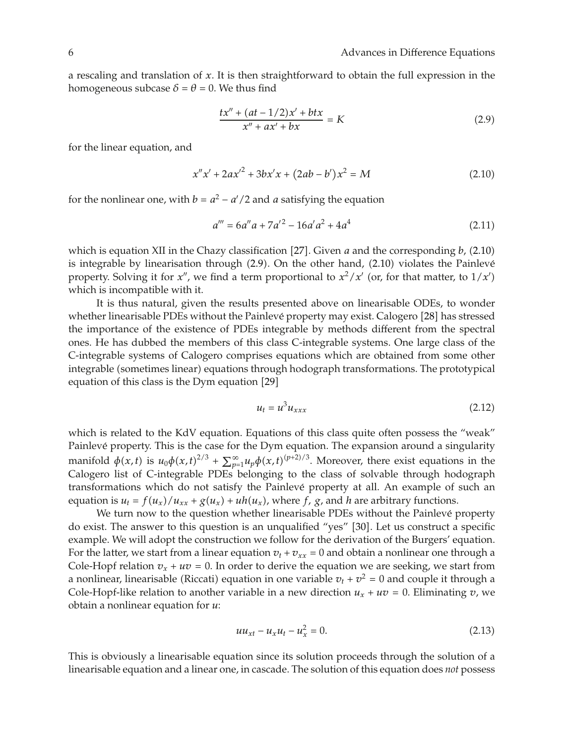a rescaling and translation of $x$. It is then straightforward to obtain the full expression in the homogeneous subcase $\delta = \theta = 0$. We thus find

$$\frac{tx'' + (at - 1/2)x' + btx}{x'' + ax' + bx} = K \tag{2.9}$$

for the linear equation, and

$$x''x' + 2ax'^2 + 3bx'x + (2ab - b')x^2 = M \tag{2.10}$$

for the nonlinear one, with $b = a^2 - a'/2$ and $a$ satisfying the equation

$$a''' = 6a''a + 7a'^2 - 16a'a^2 + 4a^4 \tag{2.11}$$

which is equation XII in the Chazy classification [27]. Given $a$ and the corresponding $b$, (2.10) is integrable by linearisation through (2.9). On the other hand, (2.10) violates the Painlevé property. Solving it for $x''$, we find a term proportional to $x^2/x'$ (or, for that matter, to $1/x'$) which is incompatible with it.

It is thus natural, given the results presented above on linearisable ODEs, to wonder whether linearisable PDEs without the Painlevé property may exist. Calogero [28] has stressed the importance of the existence of PDEs integrable by methods different from the spectral ones. He has dubbed the members of this class C-integrable systems. One large class of the C-integrable systems of Calogero comprises equations which are obtained from some other integrable (sometimes linear) equations through hodograph transformations. The prototypical equation of this class is the Dym equation [29]

$$u_t = u^3 u_{xxx} \tag{2.12}$$

which is related to the KdV equation. Equations of this class quite often possess the "weak" Painlevé property. This is the case for the Dym equation. The expansion around a singularity manifold $\phi(x,t)$ is $u_0\phi(x,t)^{2/3} + \sum_{p=1}^{\infty} u_p \phi(x,t)^{(p+2)/3}$. Moreover, there exist equations in the Calogero list of C-integrable PDEs belonging to the class of solvable through hodograph transformations which do not satisfy the Painlevé property at all. An example of such an equation is $u_t = f(u_x)/u_{xx} + g(u_x) + uh(u_x)$, where $f$, $g$, and $h$ are arbitrary functions.

We turn now to the question whether linearisable PDEs without the Painlevé property do exist. The answer to this question is an unqualified "yes" [30]. Let us construct a specific example. We will adopt the construction we follow for the derivation of the Burgers' equation. For the latter, we start from a linear equation $v_t + v_{xx} = 0$ and obtain a nonlinear one through a Cole-Hopf relation $v_x + uv = 0$. In order to derive the equation we are seeking, we start from a nonlinear, linearisable (Riccati) equation in one variable $v_t + v^2 = 0$ and couple it through a Cole-Hopf-like relation to another variable in a new direction $u_x + uv = 0$. Eliminating $v$, we obtain a nonlinear equation for $u$:

$$uu_{xt} - u_x u_t - u_x^2 = 0. \tag{2.13}$$

This is obviously a linearisable equation since its solution proceeds through the solution of a linearisable equation and a linear one, in cascade. The solution of this equation does *not* possess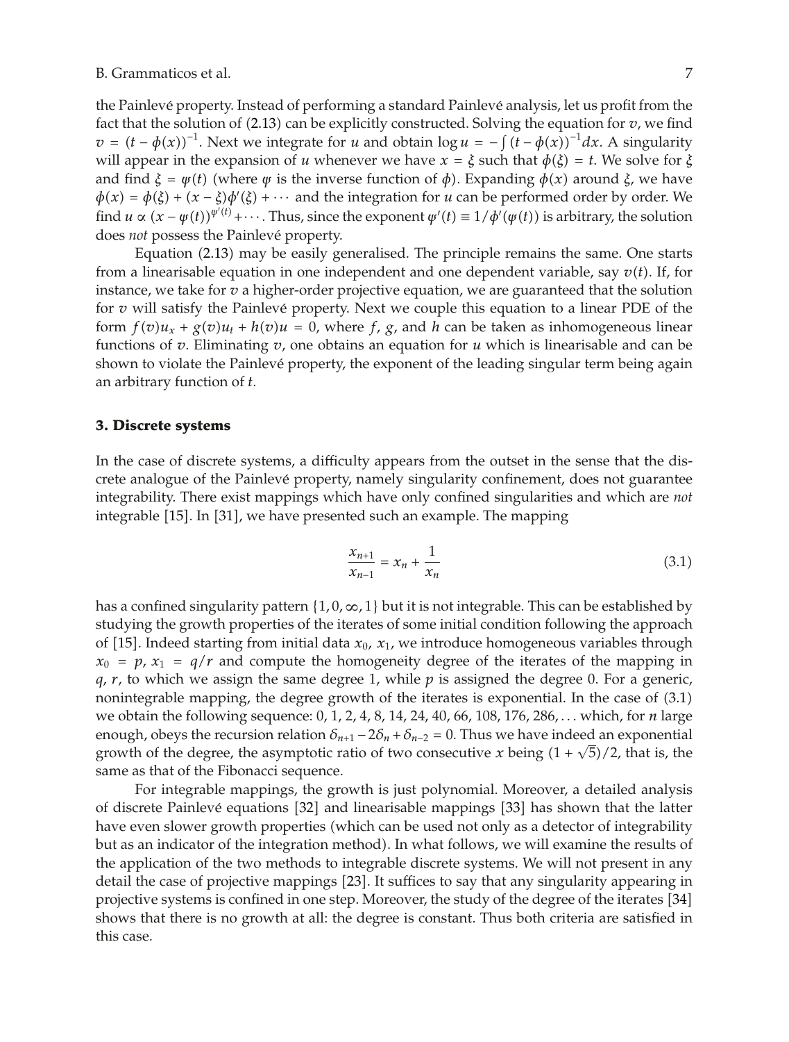the Painlevé property. Instead of performing a standard Painlevé analysis, let us profit from the fact that the solution of (2.13) can be explicitly constructed. Solving the equation for $v$, we find $v = (t - \phi(x))^{-1}$. Next we integrate for $u$ and obtain $\log u = -\int (t - \phi(x))^{-1} dx$. A singularity will appear in the expansion of $u$ whenever we have $x = \xi$ such that $\phi(\xi) = t$. We solve for $\xi$ and find $\xi = \psi(t)$ (where $\psi$ is the inverse function of $\phi$). Expanding $\phi(x)$ around $\xi$, we have $\phi(x) = \phi(\xi) + (x - \xi)\phi'(\xi) + \cdots$ and the integration for $u$ can be performed order by order. We find $u \propto (x - \psi(t))^{\psi'(t)} + \cdots$. Thus, since the exponent $\psi'(t) \equiv 1/\phi'(\psi(t))$ is arbitrary, the solution does *not* possess the Painlevé property.

Equation (2.13) may be easily generalised. The principle remains the same. One starts from a linearisable equation in one independent and one dependent variable, say $v(t)$. If, for instance, we take for $v$ a higher-order projective equation, we are guaranteed that the solution for $v$ will satisfy the Painlevé property. Next we couple this equation to a linear PDE of the form $f(v)u_x + g(v)u_t + h(v)u = 0$, where $f$, $g$, and $h$ can be taken as inhomogeneous linear functions of $v$. Eliminating $v$, one obtains an equation for $u$ which is linearisable and can be shown to violate the Painlevé property, the exponent of the leading singular term being again an arbitrary function of $t$.

## 3. Discrete systems

In the case of discrete systems, a difficulty appears from the outset in the sense that the discrete analogue of the Painlevé property, namely singularity confinement, does not guarantee integrability. There exist mappings which have only confined singularities and which are *not* integrable [15]. In [31], we have presented such an example. The mapping

$$\frac{x_{n+1}}{x_{n-1}} = x_n + \frac{1}{x_n} \tag{3.1}$$

has a confined singularity pattern $\{1, 0, \infty, 1\}$ but it is not integrable. This can be established by studying the growth properties of the iterates of some initial condition following the approach of [15]. Indeed starting from initial data $x_0$, $x_1$, we introduce homogeneous variables through $x_0 = p$, $x_1 = q/r$ and compute the homogeneity degree of the iterates of the mapping in $q$, $r$, to which we assign the same degree 1, while $p$ is assigned the degree 0. For a generic, nonintegrable mapping, the degree growth of the iterates is exponential. In the case of (3.1) we obtain the following sequence: 0, 1, 2, 4, 8, 14, 24, 40, 66, 108, 176, 286, ... which, for $n$ large enough, obeys the recursion relation $\delta_{n+1} - 2\delta_n + \delta_{n-2} = 0$. Thus we have indeed an exponential growth of the degree, the asymptotic ratio of two consecutive $x$ being $(1 + \sqrt{5})/2$, that is, the same as that of the Fibonacci sequence.

For integrable mappings, the growth is just polynomial. Moreover, a detailed analysis of discrete Painlevé equations [32] and linearisable mappings [33] has shown that the latter have even slower growth properties (which can be used not only as a detector of integrability but as an indicator of the integration method). In what follows, we will examine the results of the application of the two methods to integrable discrete systems. We will not present in any detail the case of projective mappings [23]. It suffices to say that any singularity appearing in projective systems is confined in one step. Moreover, the study of the degree of the iterates [34] shows that there is no growth at all: the degree is constant. Thus both criteria are satisfied in this case.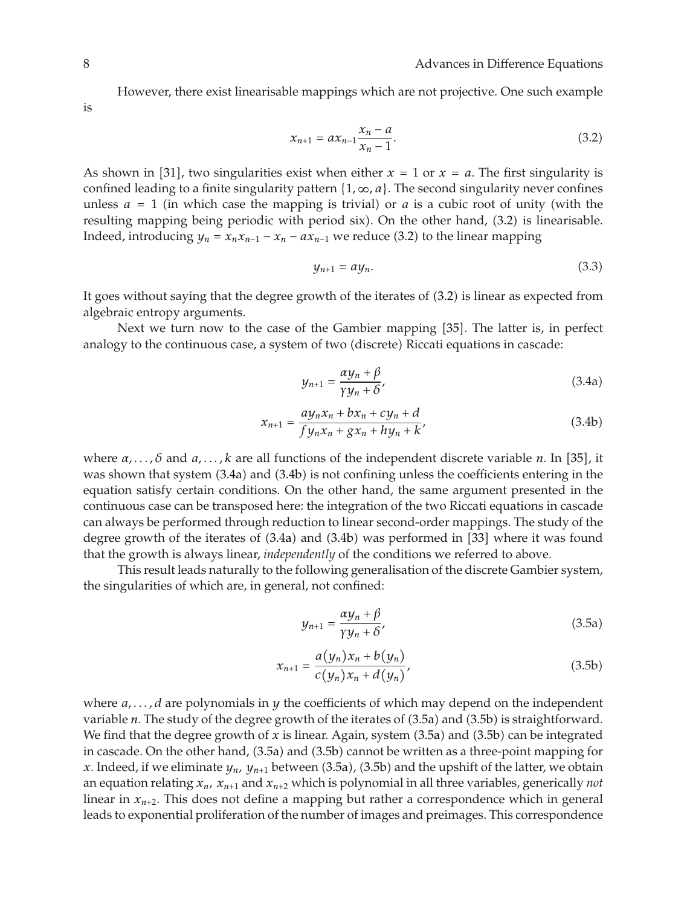However, there exist linearisable mappings which are not projective. One such example is

$$x_{n+1} = a x_{n-1} \frac{x_n - a}{x_n - 1}. \tag{3.2}$$

As shown in [31], two singularities exist when either $x = 1$ or $x = a$. The first singularity is confined leading to a finite singularity pattern $\{1, \infty, a\}$. The second singularity never confines unless $a = 1$ (in which case the mapping is trivial) or $a$ is a cubic root of unity (with the resulting mapping being periodic with period six). On the other hand, (3.2) is linearisable. Indeed, introducing $y_n = x_n x_{n-1} - x_n - a x_{n-1}$ we reduce (3.2) to the linear mapping

$$y_{n+1} = a y_n. \tag{3.3}$$

It goes without saying that the degree growth of the iterates of (3.2) is linear as expected from algebraic entropy arguments.

Next we turn now to the case of the Gambier mapping [35]. The latter is, in perfect analogy to the continuous case, a system of two (discrete) Riccati equations in cascade:

$$y_{n+1} = \frac{\alpha y_n + \beta}{\gamma y_n + \delta}, \tag{3.4a}$$

$$x_{n+1} = \frac{a y_n x_n + b x_n + c y_n + d}{f y_n x_n + g x_n + h y_n + k}, \tag{3.4b}$$

where $\alpha, \ldots, \delta$ and $a, \ldots, k$ are all functions of the independent discrete variable $n$. In [35], it was shown that system (3.4a) and (3.4b) is not confining unless the coefficients entering in the equation satisfy certain conditions. On the other hand, the same argument presented in the continuous case can be transposed here: the integration of the two Riccati equations in cascade can always be performed through reduction to linear second-order mappings. The study of the degree growth of the iterates of (3.4a) and (3.4b) was performed in [33] where it was found that the growth is always linear, *independently* of the conditions we referred to above.

This result leads naturally to the following generalisation of the discrete Gambier system, the singularities of which are, in general, not confined:

$$y_{n+1} = \frac{\alpha y_n + \beta}{\gamma y_n + \delta}, \tag{3.5a}$$

$$x_{n+1} = \frac{a(y_n) x_n + b(y_n)}{c(y_n) x_n + d(y_n)}, \tag{3.5b}$$

where $a, \ldots, d$ are polynomials in $y$ the coefficients of which may depend on the independent variable $n$. The study of the degree growth of the iterates of (3.5a) and (3.5b) is straightforward. We find that the degree growth of $x$ is linear. Again, system (3.5a) and (3.5b) can be integrated in cascade. On the other hand, (3.5a) and (3.5b) cannot be written as a three-point mapping for $x$. Indeed, if we eliminate $y_n$, $y_{n+1}$ between (3.5a), (3.5b) and the upshift of the latter, we obtain an equation relating $x_n$, $x_{n+1}$ and $x_{n+2}$ which is polynomial in all three variables, generically *not* linear in $x_{n+2}$. This does not define a mapping but rather a correspondence which in general leads to exponential proliferation of the number of images and preimages. This correspondence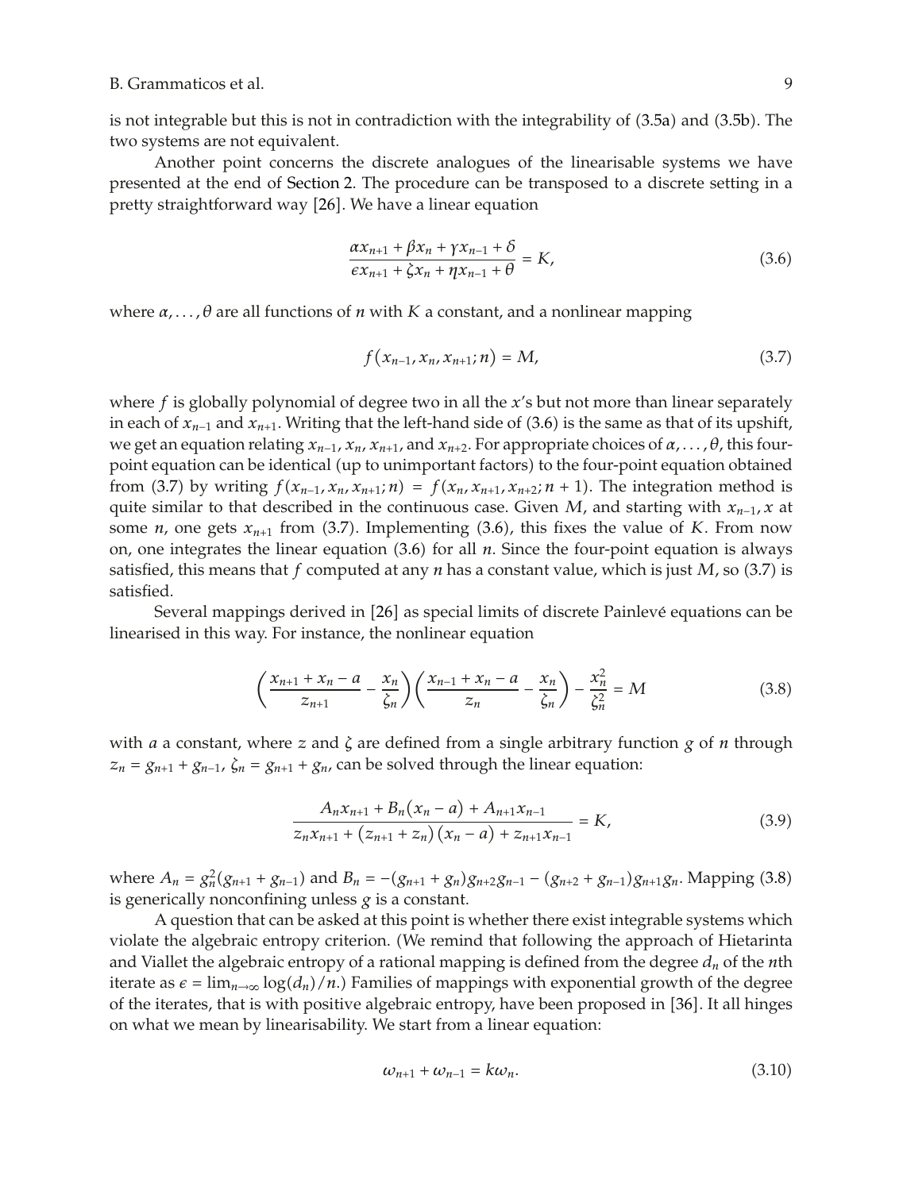is not integrable but this is not in contradiction with the integrability of (3.5a) and (3.5b). The two systems are not equivalent.

Another point concerns the discrete analogues of the linearisable systems we have presented at the end of Section 2. The procedure can be transposed to a discrete setting in a pretty straightforward way [26]. We have a linear equation

$$\frac{\alpha x_{n+1} + \beta x_n + \gamma x_{n-1} + \delta}{\epsilon x_{n+1} + \zeta x_n + \eta x_{n-1} + \theta} = K, \tag{3.6}$$

where $\alpha, \ldots, \theta$ are all functions of $n$ with $K$ a constant, and a nonlinear mapping

$$f\left(x_{n-1}, x_n, x_{n+1}; n\right) = M, \tag{3.7}$$

where $f$ is globally polynomial of degree two in all the $x$'s but not more than linear separately in each of $x_{n-1}$ and $x_{n+1}$. Writing that the left-hand side of (3.6) is the same as that of its upshift, we get an equation relating $x_{n-1}$, $x_n$, $x_{n+1}$, and $x_{n+2}$. For appropriate choices of $\alpha, \ldots, \theta$, this four-point equation can be identical (up to unimportant factors) to the four-point equation obtained from (3.7) by writing $f(x_{n-1}, x_n, x_{n+1}; n) = f(x_n, x_{n+1}, x_{n+2}; n+1)$. The integration method is quite similar to that described in the continuous case. Given $M$, and starting with $x_{n-1}, x$ at some $n$, one gets $x_{n+1}$ from (3.7). Implementing (3.6), this fixes the value of $K$. From now on, one integrates the linear equation (3.6) for all $n$. Since the four-point equation is always satisfied, this means that $f$ computed at any $n$ has a constant value, which is just $M$, so (3.7) is satisfied.

Several mappings derived in [26] as special limits of discrete Painlevé equations can be linearised in this way. For instance, the nonlinear equation

$$\left(\frac{x_{n+1} + x_n - a}{z_{n+1}} - \frac{x_n}{\zeta_n}\right)\left(\frac{x_{n-1} + x_n - a}{z_n} - \frac{x_n}{\zeta_n}\right) - \frac{x_n^2}{\zeta_n^2} = M \tag{3.8}$$

with $a$ a constant, where $z$ and $\zeta$ are defined from a single arbitrary function $g$ of $n$ through $z_n = g_{n+1} + g_{n-1}$, $\zeta_n = g_{n+1} + g_n$, can be solved through the linear equation:

$$\frac{A_n x_{n+1} + B_n\left(x_n - a\right) + A_{n+1} x_{n-1}}{z_n x_{n+1} + \left(z_{n+1} + z_n\right)\left(x_n - a\right) + z_{n+1} x_{n-1}} = K, \tag{3.9}$$

where $A_n = g_n^2(g_{n+1} + g_{n-1})$ and $B_n = -(g_{n+1} + g_n)g_{n+2}g_{n-1} - (g_{n+2} + g_{n-1})g_{n+1}g_n$. Mapping (3.8) is generically nonconfining unless $g$ is a constant.

A question that can be asked at this point is whether there exist integrable systems which violate the algebraic entropy criterion. (We remind that following the approach of Hietarinta and Viallet the algebraic entropy of a rational mapping is defined from the degree $d_n$ of the $n$th iterate as $\epsilon = \lim_{n\to\infty} \log(d_n)/n$.) Families of mappings with exponential growth of the degree of the iterates, that is with positive algebraic entropy, have been proposed in [36]. It all hinges on what we mean by linearisability. We start from a linear equation:

$$\omega_{n+1} + \omega_{n-1} = k\omega_n. \tag{3.10}$$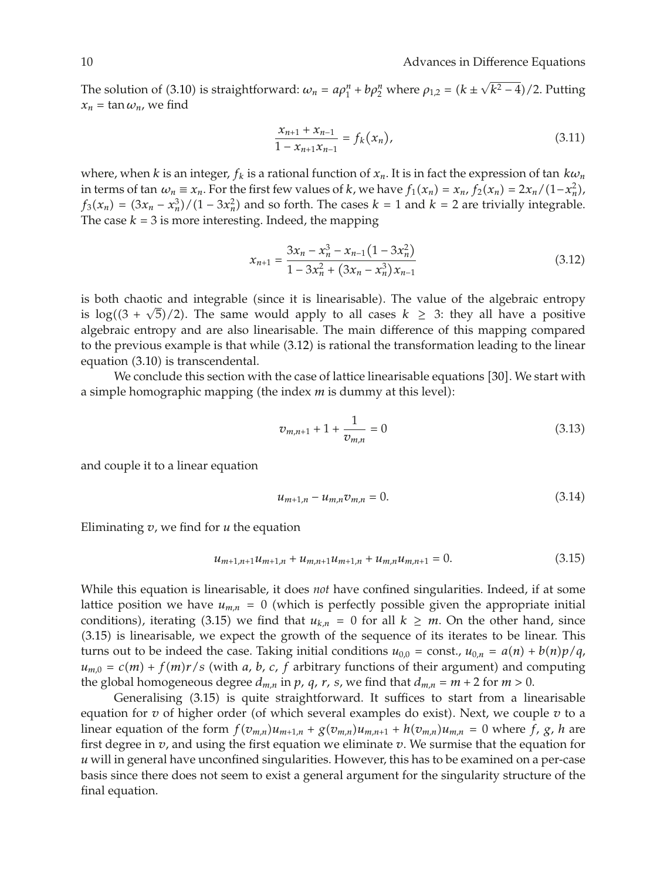The solution of (3.10) is straightforward: $\omega_n = a\rho_1^n + b\rho_2^n$ where $\rho_{1,2} = (k \pm \sqrt{k^2-4})/2$. Putting $x_n = \tan\omega_n$, we find

$$\frac{x_{n+1} + x_{n-1}}{1 - x_{n+1}x_{n-1}} = f_k(x_n), \tag{3.11}$$

where, when $k$ is an integer, $f_k$ is a rational function of $x_n$. It is in fact the expression of $\tan\, k\omega_n$ in terms of $\tan\,\omega_n \equiv x_n$. For the first few values of $k$, we have $f_1(x_n) = x_n$, $f_2(x_n) = 2x_n/(1-x_n^2)$, $f_3(x_n) = (3x_n - x_n^3)/(1-3x_n^2)$ and so forth. The cases $k=1$ and $k=2$ are trivially integrable. The case $k=3$ is more interesting. Indeed, the mapping

$$x_{n+1} = \frac{3x_n - x_n^3 - x_{n-1}(1-3x_n^2)}{1 - 3x_n^2 + (3x_n - x_n^3)x_{n-1}} \tag{3.12}$$

is both chaotic and integrable (since it is linearisable). The value of the algebraic entropy is $\log((3+\sqrt{5})/2)$. The same would apply to all cases $k \geq 3$: they all have a positive algebraic entropy and are also linearisable. The main difference of this mapping compared to the previous example is that while (3.12) is rational the transformation leading to the linear equation (3.10) is transcendental.

We conclude this section with the case of lattice linearisable equations [30]. We start with a simple homographic mapping (the index $m$ is dummy at this level):

$$v_{m,n+1} + 1 + \frac{1}{v_{m,n}} = 0 \tag{3.13}$$

and couple it to a linear equation

$$u_{m+1,n} - u_{m,n}v_{m,n} = 0. \tag{3.14}$$

Eliminating $v$, we find for $u$ the equation

$$u_{m+1,n+1}u_{m+1,n} + u_{m,n+1}u_{m+1,n} + u_{m,n}u_{m,n+1} = 0. \tag{3.15}$$

While this equation is linearisable, it does *not* have confined singularities. Indeed, if at some lattice position we have $u_{m,n} = 0$ (which is perfectly possible given the appropriate initial conditions), iterating (3.15) we find that $u_{k,n} = 0$ for all $k \geq m$. On the other hand, since (3.15) is linearisable, we expect the growth of the sequence of its iterates to be linear. This turns out to be indeed the case. Taking initial conditions $u_{0,0} = \text{const.}$, $u_{0,n} = a(n) + b(n)p/q$, $u_{m,0} = c(m) + f(m)r/s$ (with $a$, $b$, $c$, $f$ arbitrary functions of their argument) and computing the global homogeneous degree $d_{m,n}$ in $p$, $q$, $r$, $s$, we find that $d_{m,n} = m+2$ for $m > 0$.

Generalising (3.15) is quite straightforward. It suffices to start from a linearisable equation for $v$ of higher order (of which several examples do exist). Next, we couple $v$ to a linear equation of the form $f(v_{m,n})u_{m+1,n} + g(v_{m,n})u_{m,n+1} + h(v_{m,n})u_{m,n} = 0$ where $f$, $g$, $h$ are first degree in $v$, and using the first equation we eliminate $v$. We surmise that the equation for $u$ will in general have unconfined singularities. However, this has to be examined on a per-case basis since there does not seem to exist a general argument for the singularity structure of the final equation.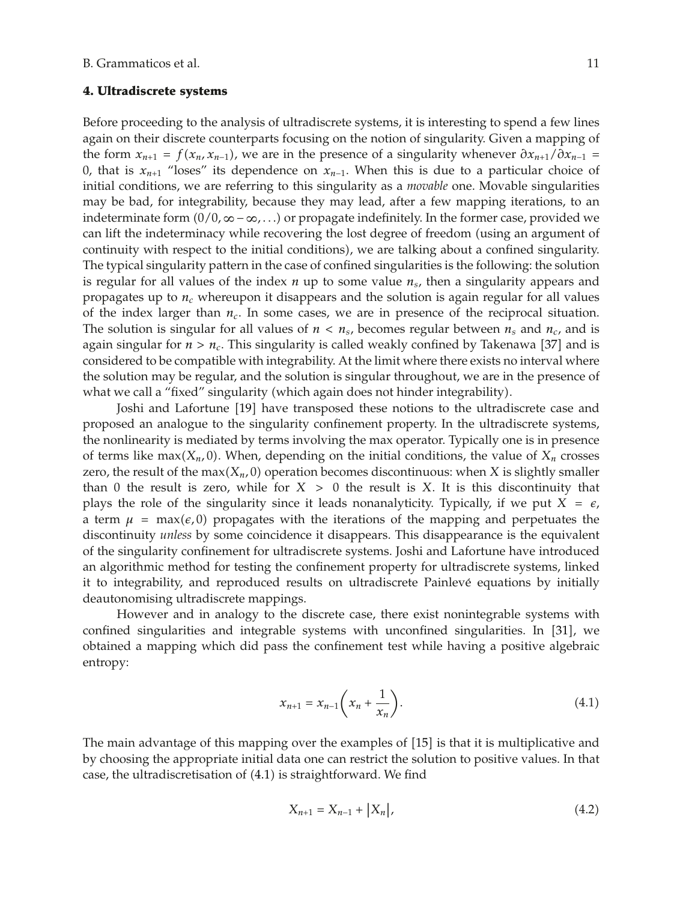## 4. Ultradiscrete systems

Before proceeding to the analysis of ultradiscrete systems, it is interesting to spend a few lines again on their discrete counterparts focusing on the notion of singularity. Given a mapping of the form $x_{n+1} = f(x_n, x_{n-1})$, we are in the presence of a singularity whenever $\partial x_{n+1}/\partial x_{n-1} = 0$, that is $x_{n+1}$ "loses" its dependence on $x_{n-1}$. When this is due to a particular choice of initial conditions, we are referring to this singularity as a *movable* one. Movable singularities may be bad, for integrability, because they may lead, after a few mapping iterations, to an indeterminate form $(0/0, \infty - \infty, \ldots)$ or propagate indefinitely. In the former case, provided we can lift the indeterminacy while recovering the lost degree of freedom (using an argument of continuity with respect to the initial conditions), we are talking about a confined singularity. The typical singularity pattern in the case of confined singularities is the following: the solution is regular for all values of the index $n$ up to some value $n_s$, then a singularity appears and propagates up to $n_c$ whereupon it disappears and the solution is again regular for all values of the index larger than $n_c$. In some cases, we are in presence of the reciprocal situation. The solution is singular for all values of $n < n_s$, becomes regular between $n_s$ and $n_c$, and is again singular for $n > n_c$. This singularity is called weakly confined by Takenawa [37] and is considered to be compatible with integrability. At the limit where there exists no interval where the solution may be regular, and the solution is singular throughout, we are in the presence of what we call a "fixed" singularity (which again does not hinder integrability).

Joshi and Lafortune [19] have transposed these notions to the ultradiscrete case and proposed an analogue to the singularity confinement property. In the ultradiscrete systems, the nonlinearity is mediated by terms involving the max operator. Typically one is in presence of terms like $\max(X_n, 0)$. When, depending on the initial conditions, the value of $X_n$ crosses zero, the result of the $\max(X_n, 0)$ operation becomes discontinuous: when $X$ is slightly smaller than 0 the result is zero, while for $X > 0$ the result is $X$. It is this discontinuity that plays the role of the singularity since it leads nonanalyticity. Typically, if we put $X = \epsilon$, a term $\mu = \max(\epsilon, 0)$ propagates with the iterations of the mapping and perpetuates the discontinuity *unless* by some coincidence it disappears. This disappearance is the equivalent of the singularity confinement for ultradiscrete systems. Joshi and Lafortune have introduced an algorithmic method for testing the confinement property for ultradiscrete systems, linked it to integrability, and reproduced results on ultradiscrete Painlevé equations by initially deautonomising ultradiscrete mappings.

However and in analogy to the discrete case, there exist nonintegrable systems with confined singularities and integrable systems with unconfined singularities. In [31], we obtained a mapping which did pass the confinement test while having a positive algebraic entropy:

$$x_{n+1} = x_{n-1}\left(x_n + \frac{1}{x_n}\right). \tag{4.1}$$

The main advantage of this mapping over the examples of [15] is that it is multiplicative and by choosing the appropriate initial data one can restrict the solution to positive values. In that case, the ultradiscretisation of (4.1) is straightforward. We find

$$X_{n+1} = X_{n-1} + |X_n|, \tag{4.2}$$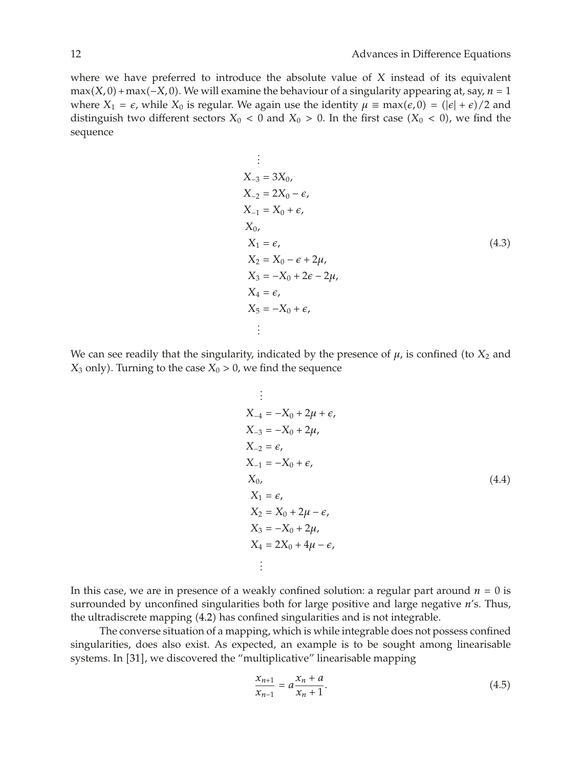where we have preferred to introduce the absolute value of $X$ instead of its equivalent $\max(X, 0) + \max(-X, 0)$. We will examine the behaviour of a singularity appearing at, say, $n = 1$ where $X_1 = \epsilon$, while $X_0$ is regular. We again use the identity $\mu \equiv \max(\epsilon, 0) = (|\epsilon| + \epsilon)/2$ and distinguish two different sectors $X_0 < 0$ and $X_0 > 0$. In the first case ($X_0 < 0$), we find the sequence

$$
\begin{aligned}
&\vdots \\
&X_{-3} = 3X_0, \\
&X_{-2} = 2X_0 - \epsilon, \\
&X_{-1} = X_0 + \epsilon, \\
&X_0, \\
&X_1 = \epsilon, \\
&X_2 = X_0 - \epsilon + 2\mu, \\
&X_3 = -X_0 + 2\epsilon - 2\mu, \\
&X_4 = \epsilon, \\
&X_5 = -X_0 + \epsilon, \\
&\vdots
\end{aligned}
\tag{4.3}
$$

We can see readily that the singularity, indicated by the presence of $\mu$, is confined (to $X_2$ and $X_3$ only). Turning to the case $X_0 > 0$, we find the sequence

$$
\begin{aligned}
&\vdots \\
&X_{-4} = -X_0 + 2\mu + \epsilon, \\
&X_{-3} = -X_0 + 2\mu, \\
&X_{-2} = \epsilon, \\
&X_{-1} = -X_0 + \epsilon, \\
&X_0, \\
&X_1 = \epsilon, \\
&X_2 = X_0 + 2\mu - \epsilon, \\
&X_3 = -X_0 + 2\mu, \\
&X_4 = 2X_0 + 4\mu - \epsilon, \\
&\vdots
\end{aligned}
\tag{4.4}
$$

In this case, we are in presence of a weakly confined solution: a regular part around $n = 0$ is surrounded by unconfined singularities both for large positive and large negative $n$'s. Thus, the ultradiscrete mapping (4.2) has confined singularities and is not integrable.

The converse situation of a mapping, which is while integrable does not possess confined singularities, does also exist. As expected, an example is to be sought among linearisable systems. In [31], we discovered the "multiplicative" linearisable mapping

$$
\frac{x_{n+1}}{x_{n-1}} = a\frac{x_n + a}{x_n + 1}.
\tag{4.5}
$$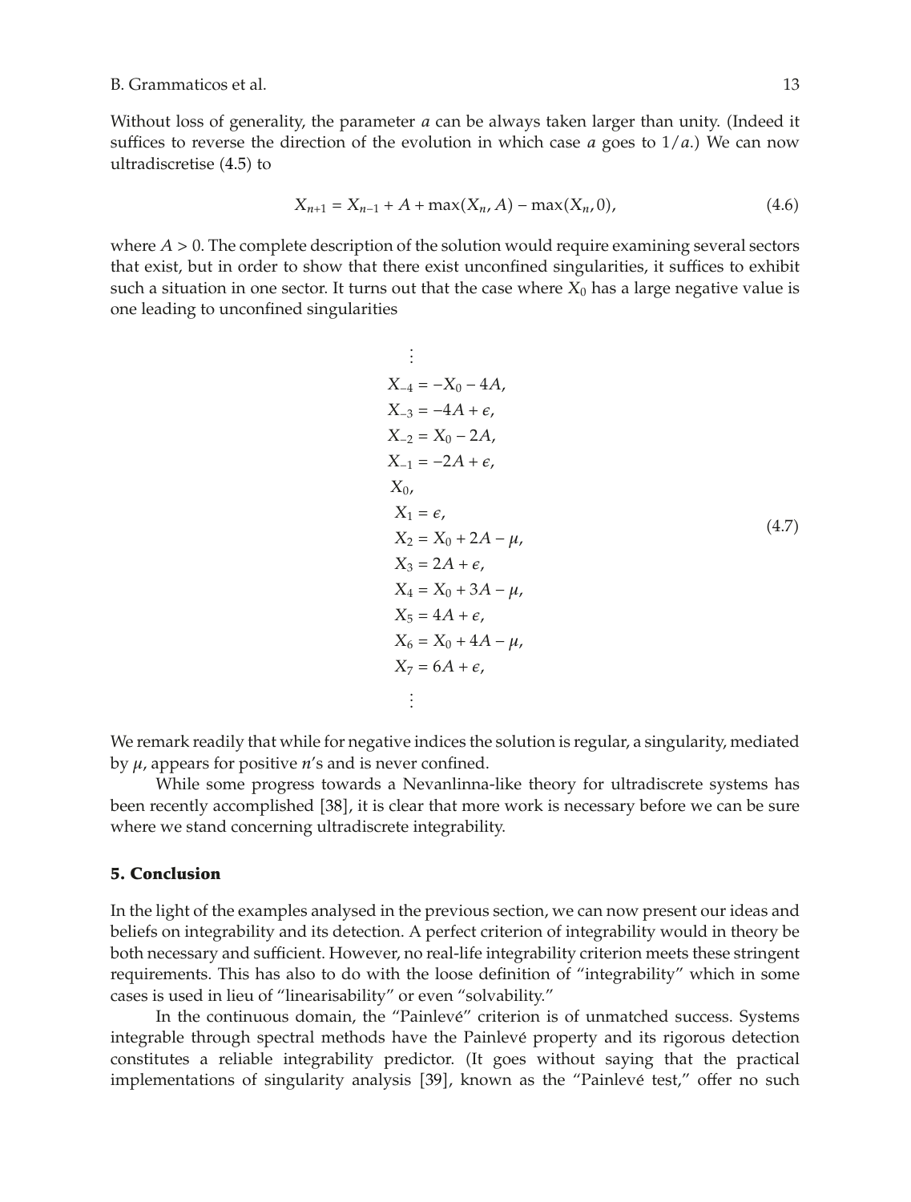Without loss of generality, the parameter $a$ can be always taken larger than unity. (Indeed it suffices to reverse the direction of the evolution in which case $a$ goes to $1/a$.) We can now ultradiscretise (4.5) to

$$X_{n+1} = X_{n-1} + A + \max(X_n, A) - \max(X_n, 0), \tag{4.6}$$

where $A > 0$. The complete description of the solution would require examining several sectors that exist, but in order to show that there exist unconfined singularities, it suffices to exhibit such a situation in one sector. It turns out that the case where $X_0$ has a large negative value is one leading to unconfined singularities

$$\begin{aligned}
&\vdots \\
&X_{-4} = -X_0 - 4A, \\
&X_{-3} = -4A + \epsilon, \\
&X_{-2} = X_0 - 2A, \\
&X_{-1} = -2A + \epsilon, \\
&X_0, \\
&X_1 = \epsilon, \\
&X_2 = X_0 + 2A - \mu, \\
&X_3 = 2A + \epsilon, \\
&X_4 = X_0 + 3A - \mu, \\
&X_5 = 4A + \epsilon, \\
&X_6 = X_0 + 4A - \mu, \\
&X_7 = 6A + \epsilon, \\
&\vdots
\end{aligned} \tag{4.7}$$

We remark readily that while for negative indices the solution is regular, a singularity, mediated by $\mu$, appears for positive $n$'s and is never confined.

While some progress towards a Nevanlinna-like theory for ultradiscrete systems has been recently accomplished [38], it is clear that more work is necessary before we can be sure where we stand concerning ultradiscrete integrability.

## 5. Conclusion

In the light of the examples analysed in the previous section, we can now present our ideas and beliefs on integrability and its detection. A perfect criterion of integrability would in theory be both necessary and sufficient. However, no real-life integrability criterion meets these stringent requirements. This has also to do with the loose definition of "integrability" which in some cases is used in lieu of "linearisability" or even "solvability."

In the continuous domain, the "Painlevé" criterion is of unmatched success. Systems integrable through spectral methods have the Painlevé property and its rigorous detection constitutes a reliable integrability predictor. (It goes without saying that the practical implementations of singularity analysis [39], known as the "Painlevé test," offer no such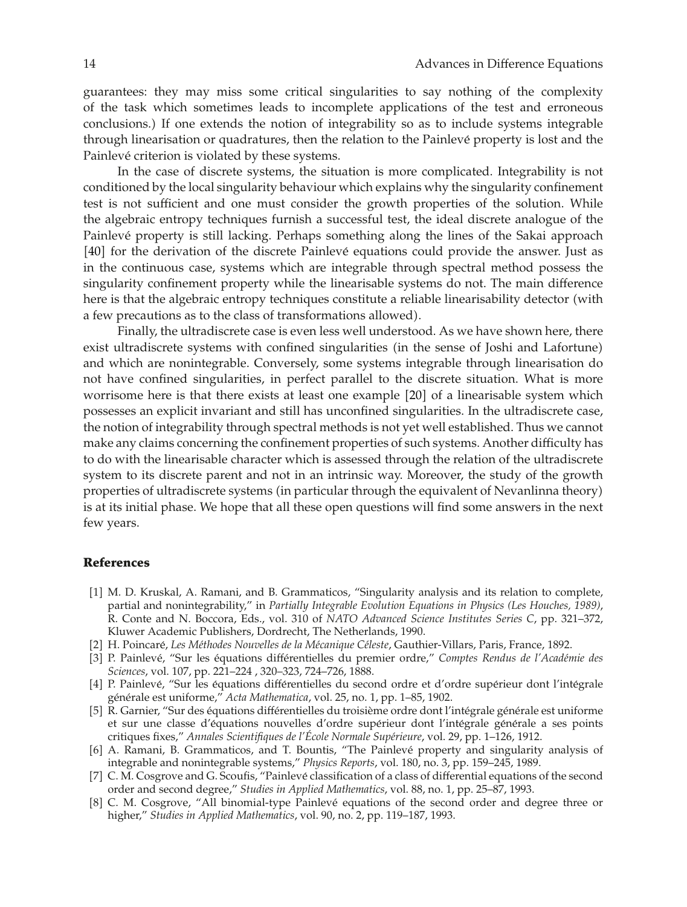guarantees: they may miss some critical singularities to say nothing of the complexity of the task which sometimes leads to incomplete applications of the test and erroneous conclusions.) If one extends the notion of integrability so as to include systems integrable through linearisation or quadratures, then the relation to the Painlevé property is lost and the Painlevé criterion is violated by these systems.

In the case of discrete systems, the situation is more complicated. Integrability is not conditioned by the local singularity behaviour which explains why the singularity confinement test is not sufficient and one must consider the growth properties of the solution. While the algebraic entropy techniques furnish a successful test, the ideal discrete analogue of the Painlevé property is still lacking. Perhaps something along the lines of the Sakai approach [40] for the derivation of the discrete Painlevé equations could provide the answer. Just as in the continuous case, systems which are integrable through spectral method possess the singularity confinement property while the linearisable systems do not. The main difference here is that the algebraic entropy techniques constitute a reliable linearisability detector (with a few precautions as to the class of transformations allowed).

Finally, the ultradiscrete case is even less well understood. As we have shown here, there exist ultradiscrete systems with confined singularities (in the sense of Joshi and Lafortune) and which are nonintegrable. Conversely, some systems integrable through linearisation do not have confined singularities, in perfect parallel to the discrete situation. What is more worrisome here is that there exists at least one example [20] of a linearisable system which possesses an explicit invariant and still has unconfined singularities. In the ultradiscrete case, the notion of integrability through spectral methods is not yet well established. Thus we cannot make any claims concerning the confinement properties of such systems. Another difficulty has to do with the linearisable character which is assessed through the relation of the ultradiscrete system to its discrete parent and not in an intrinsic way. Moreover, the study of the growth properties of ultradiscrete systems (in particular through the equivalent of Nevanlinna theory) is at its initial phase. We hope that all these open questions will find some answers in the next few years.

## References

[1] M. D. Kruskal, A. Ramani, and B. Grammaticos, "Singularity analysis and its relation to complete, partial and nonintegrability," in *Partially Integrable Evolution Equations in Physics (Les Houches, 1989)*, R. Conte and N. Boccora, Eds., vol. 310 of *NATO Advanced Science Institutes Series C*, pp. 321–372, Kluwer Academic Publishers, Dordrecht, The Netherlands, 1990.

[2] H. Poincaré, *Les Méthodes Nouvelles de la Mécanique Céleste*, Gauthier-Villars, Paris, France, 1892.

[3] P. Painlevé, "Sur les équations différentielles du premier ordre," *Comptes Rendus de l'Académie des Sciences*, vol. 107, pp. 221–224 , 320–323, 724–726, 1888.

[4] P. Painlevé, "Sur les équations différentielles du second ordre et d'ordre supérieur dont l'intégrale générale est uniforme," *Acta Mathematica*, vol. 25, no. 1, pp. 1–85, 1902.

[5] R. Garnier, "Sur des équations différentielles du troisième ordre dont l'intégrale générale est uniforme et sur une classe d'équations nouvelles d'ordre supérieur dont l'intégrale générale a ses points critiques fixes," *Annales Scientifiques de l'École Normale Supérieure*, vol. 29, pp. 1–126, 1912.

[6] A. Ramani, B. Grammaticos, and T. Bountis, "The Painlevé property and singularity analysis of integrable and nonintegrable systems," *Physics Reports*, vol. 180, no. 3, pp. 159–245, 1989.

[7] C. M. Cosgrove and G. Scoufis, "Painlevé classification of a class of differential equations of the second order and second degree," *Studies in Applied Mathematics*, vol. 88, no. 1, pp. 25–87, 1993.

[8] C. M. Cosgrove, "All binomial-type Painlevé equations of the second order and degree three or higher," *Studies in Applied Mathematics*, vol. 90, no. 2, pp. 119–187, 1993.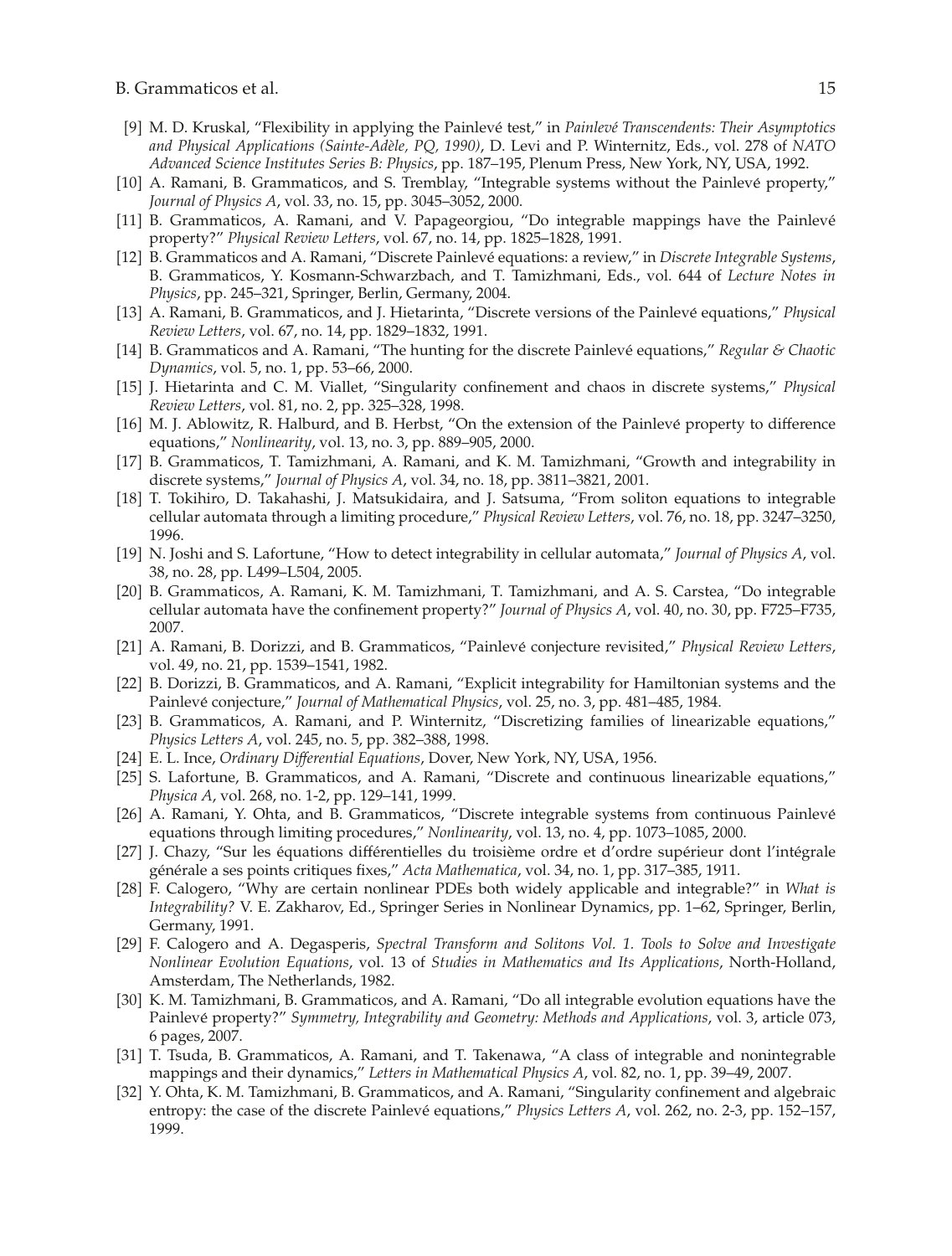[9] M. D. Kruskal, "Flexibility in applying the Painlevé test," in *Painlevé Transcendents: Their Asymptotics and Physical Applications (Sainte-Adèle, PQ, 1990)*, D. Levi and P. Winternitz, Eds., vol. 278 of *NATO Advanced Science Institutes Series B: Physics*, pp. 187–195, Plenum Press, New York, NY, USA, 1992.

[10] A. Ramani, B. Grammaticos, and S. Tremblay, "Integrable systems without the Painlevé property," *Journal of Physics A*, vol. 33, no. 15, pp. 3045–3052, 2000.

[11] B. Grammaticos, A. Ramani, and V. Papageorgiou, "Do integrable mappings have the Painlevé property?" *Physical Review Letters*, vol. 67, no. 14, pp. 1825–1828, 1991.

[12] B. Grammaticos and A. Ramani, "Discrete Painlevé equations: a review," in *Discrete Integrable Systems*, B. Grammaticos, Y. Kosmann-Schwarzbach, and T. Tamizhmani, Eds., vol. 644 of *Lecture Notes in Physics*, pp. 245–321, Springer, Berlin, Germany, 2004.

[13] A. Ramani, B. Grammaticos, and J. Hietarinta, "Discrete versions of the Painlevé equations," *Physical Review Letters*, vol. 67, no. 14, pp. 1829–1832, 1991.

[14] B. Grammaticos and A. Ramani, "The hunting for the discrete Painlevé equations," *Regular & Chaotic Dynamics*, vol. 5, no. 1, pp. 53–66, 2000.

[15] J. Hietarinta and C. M. Viallet, "Singularity confinement and chaos in discrete systems," *Physical Review Letters*, vol. 81, no. 2, pp. 325–328, 1998.

[16] M. J. Ablowitz, R. Halburd, and B. Herbst, "On the extension of the Painlevé property to difference equations," *Nonlinearity*, vol. 13, no. 3, pp. 889–905, 2000.

[17] B. Grammaticos, T. Tamizhmani, A. Ramani, and K. M. Tamizhmani, "Growth and integrability in discrete systems," *Journal of Physics A*, vol. 34, no. 18, pp. 3811–3821, 2001.

[18] T. Tokihiro, D. Takahashi, J. Matsukidaira, and J. Satsuma, "From soliton equations to integrable cellular automata through a limiting procedure," *Physical Review Letters*, vol. 76, no. 18, pp. 3247–3250, 1996.

[19] N. Joshi and S. Lafortune, "How to detect integrability in cellular automata," *Journal of Physics A*, vol. 38, no. 28, pp. L499–L504, 2005.

[20] B. Grammaticos, A. Ramani, K. M. Tamizhmani, T. Tamizhmani, and A. S. Carstea, "Do integrable cellular automata have the confinement property?" *Journal of Physics A*, vol. 40, no. 30, pp. F725–F735, 2007.

[21] A. Ramani, B. Dorizzi, and B. Grammaticos, "Painlevé conjecture revisited," *Physical Review Letters*, vol. 49, no. 21, pp. 1539–1541, 1982.

[22] B. Dorizzi, B. Grammaticos, and A. Ramani, "Explicit integrability for Hamiltonian systems and the Painlevé conjecture," *Journal of Mathematical Physics*, vol. 25, no. 3, pp. 481–485, 1984.

[23] B. Grammaticos, A. Ramani, and P. Winternitz, "Discretizing families of linearizable equations," *Physics Letters A*, vol. 245, no. 5, pp. 382–388, 1998.

[24] E. L. Ince, *Ordinary Differential Equations*, Dover, New York, NY, USA, 1956.

[25] S. Lafortune, B. Grammaticos, and A. Ramani, "Discrete and continuous linearizable equations," *Physica A*, vol. 268, no. 1-2, pp. 129–141, 1999.

[26] A. Ramani, Y. Ohta, and B. Grammaticos, "Discrete integrable systems from continuous Painlevé equations through limiting procedures," *Nonlinearity*, vol. 13, no. 4, pp. 1073–1085, 2000.

[27] J. Chazy, "Sur les équations différentielles du troisième ordre et d'ordre supérieur dont l'intégrale générale a ses points critiques fixes," *Acta Mathematica*, vol. 34, no. 1, pp. 317–385, 1911.

[28] F. Calogero, "Why are certain nonlinear PDEs both widely applicable and integrable?" in *What is Integrability?* V. E. Zakharov, Ed., Springer Series in Nonlinear Dynamics, pp. 1–62, Springer, Berlin, Germany, 1991.

[29] F. Calogero and A. Degasperis, *Spectral Transform and Solitons Vol. 1. Tools to Solve and Investigate Nonlinear Evolution Equations*, vol. 13 of *Studies in Mathematics and Its Applications*, North-Holland, Amsterdam, The Netherlands, 1982.

[30] K. M. Tamizhmani, B. Grammaticos, and A. Ramani, "Do all integrable evolution equations have the Painlevé property?" *Symmetry, Integrability and Geometry: Methods and Applications*, vol. 3, article 073, 6 pages, 2007.

[31] T. Tsuda, B. Grammaticos, A. Ramani, and T. Takenawa, "A class of integrable and nonintegrable mappings and their dynamics," *Letters in Mathematical Physics A*, vol. 82, no. 1, pp. 39–49, 2007.

[32] Y. Ohta, K. M. Tamizhmani, B. Grammaticos, and A. Ramani, "Singularity confinement and algebraic entropy: the case of the discrete Painlevé equations," *Physics Letters A*, vol. 262, no. 2-3, pp. 152–157, 1999.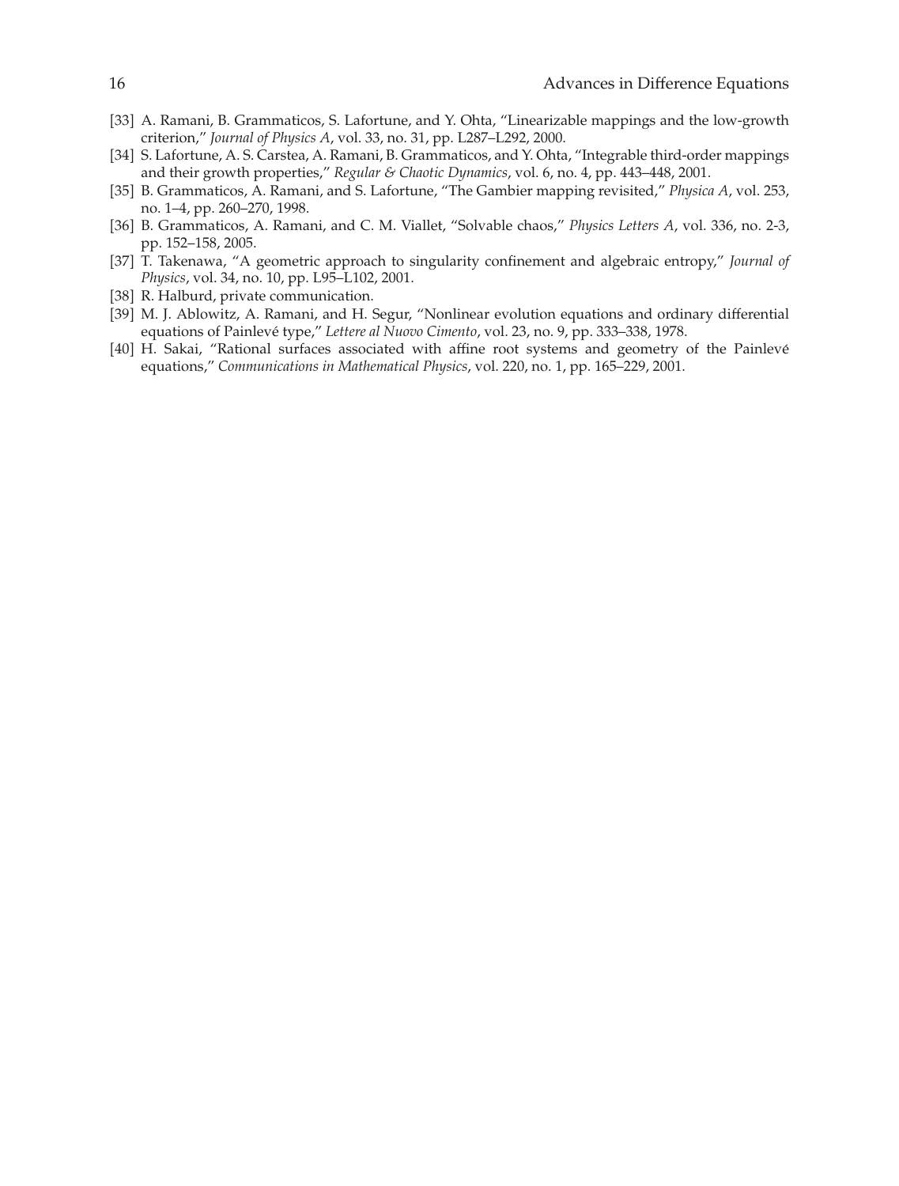[33] A. Ramani, B. Grammaticos, S. Lafortune, and Y. Ohta, "Linearizable mappings and the low-growth criterion," *Journal of Physics A*, vol. 33, no. 31, pp. L287–L292, 2000.

[34] S. Lafortune, A. S. Carstea, A. Ramani, B. Grammaticos, and Y. Ohta, "Integrable third-order mappings and their growth properties," *Regular & Chaotic Dynamics*, vol. 6, no. 4, pp. 443–448, 2001.

[35] B. Grammaticos, A. Ramani, and S. Lafortune, "The Gambier mapping revisited," *Physica A*, vol. 253, no. 1–4, pp. 260–270, 1998.

[36] B. Grammaticos, A. Ramani, and C. M. Viallet, "Solvable chaos," *Physics Letters A*, vol. 336, no. 2-3, pp. 152–158, 2005.

[37] T. Takenawa, "A geometric approach to singularity confinement and algebraic entropy," *Journal of Physics*, vol. 34, no. 10, pp. L95–L102, 2001.

[38] R. Halburd, private communication.

[39] M. J. Ablowitz, A. Ramani, and H. Segur, "Nonlinear evolution equations and ordinary differential equations of Painlevé type," *Lettere al Nuovo Cimento*, vol. 23, no. 9, pp. 333–338, 1978.

[40] H. Sakai, "Rational surfaces associated with affine root systems and geometry of the Painlevé equations," *Communications in Mathematical Physics*, vol. 220, no. 1, pp. 165–229, 2001.